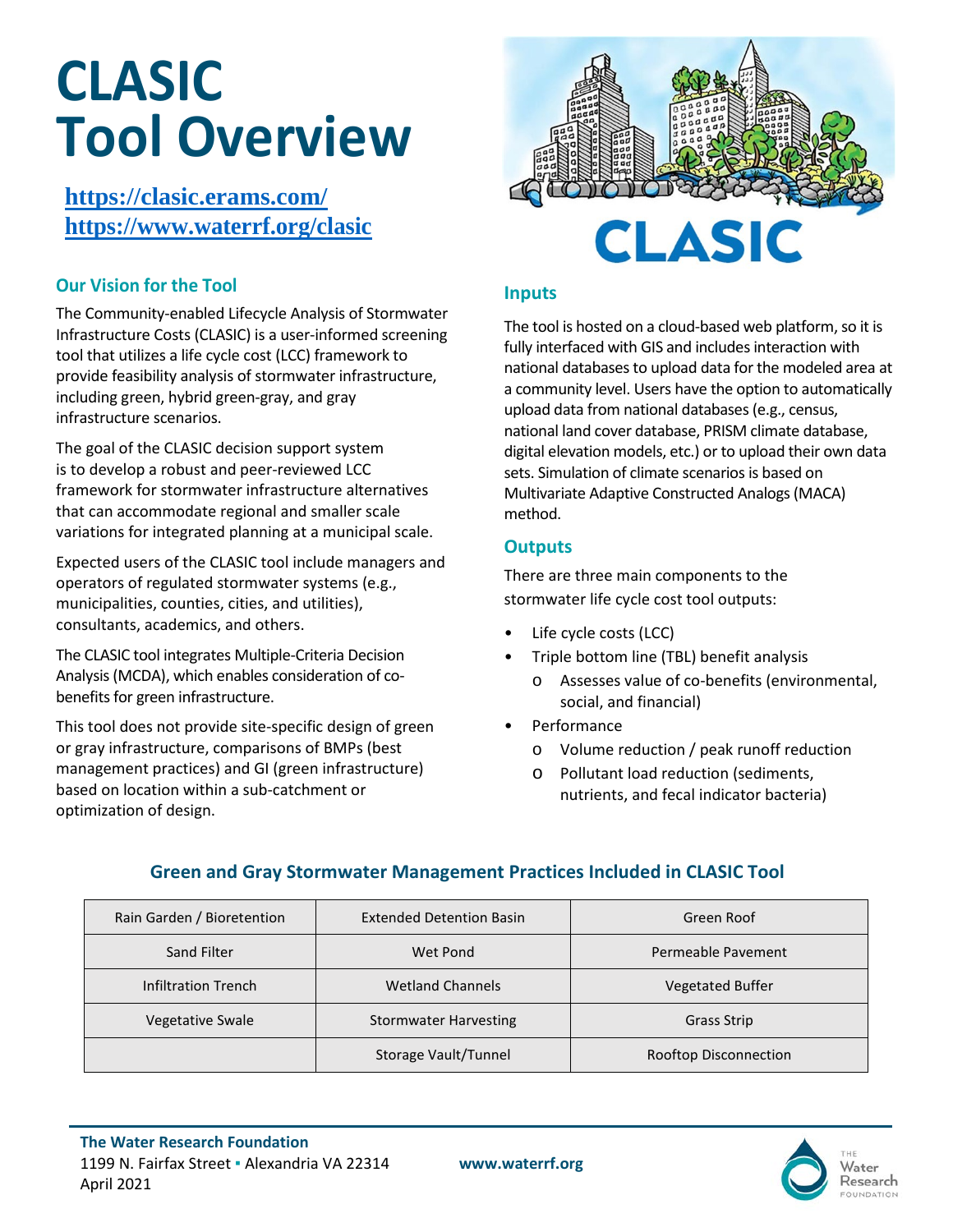# CLASIC Tool Overview

**https://clasic.erams.com/**
**https://www.waterrf.org/clasic**

## Our Vision for the Tool

The Community-enabled Lifecycle Analysis of Stormwater Infrastructure Costs (CLASIC) is a user-informed screening tool that utilizes a life cycle cost (LCC) framework to provide feasibility analysis of stormwater infrastructure, including green, hybrid green-gray, and gray infrastructure scenarios.

The goal of the CLASIC decision support system is to develop a robust and peer-reviewed LCC framework for stormwater infrastructure alternatives that can accommodate regional and smaller scale variations for integrated planning at a municipal scale.

Expected users of the CLASIC tool include managers and operators of regulated stormwater systems (e.g., municipalities, counties, cities, and utilities), consultants, academics, and others.

The CLASIC tool integrates Multiple-Criteria Decision Analysis (MCDA), which enables consideration of co-benefits for green infrastructure.

This tool does not provide site-specific design of green or gray infrastructure, comparisons of BMPs (best management practices) and GI (green infrastructure) based on location within a sub-catchment or optimization of design.

## Inputs

The tool is hosted on a cloud-based web platform, so it is fully interfaced with GIS and includes interaction with national databases to upload data for the modeled area at a community level. Users have the option to automatically upload data from national databases (e.g., census, national land cover database, PRISM climate database, digital elevation models, etc.) or to upload their own data sets. Simulation of climate scenarios is based on Multivariate Adaptive Constructed Analogs (MACA) method.

## Outputs

There are three main components to the stormwater life cycle cost tool outputs:

- Life cycle costs (LCC)
- Triple bottom line (TBL) benefit analysis
  - Assesses value of co-benefits (environmental, social, and financial)
- Performance
  - Volume reduction / peak runoff reduction
  - Pollutant load reduction (sediments, nutrients, and fecal indicator bacteria)

## Green and Gray Stormwater Management Practices Included in CLASIC Tool

| | | |
|---|---|---|
| Rain Garden / Bioretention | Extended Detention Basin | Green Roof |
| Sand Filter | Wet Pond | Permeable Pavement |
| Infiltration Trench | Wetland Channels | Vegetated Buffer |
| Vegetative Swale | Stormwater Harvesting | Grass Strip |
| | Storage Vault/Tunnel | Rooftop Disconnection |

**The Water Research Foundation**
1199 N. Fairfax Street ▪ Alexandria VA 22314
April 2021

**www.waterrf.org**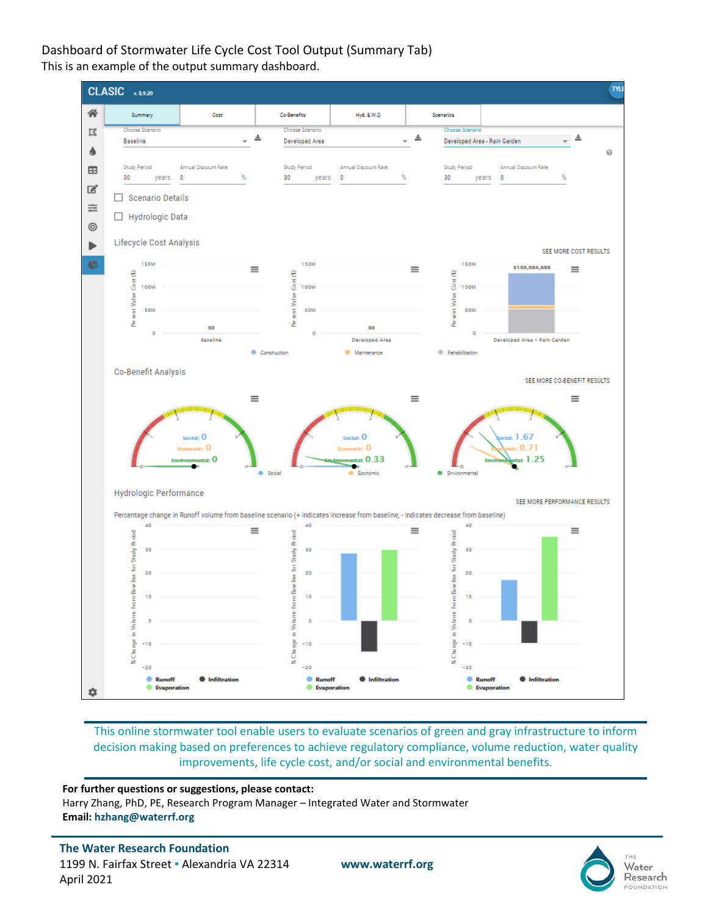Dashboard of Stormwater Life Cycle Cost Tool Output (Summary Tab)
This is an example of the output summary dashboard.

CLASIC v. 0.9.39

Summary | Cost | Co-Benefits | Hyd. & W.Q | Scenarios

Choose Scenario
Baseline

Choose Scenario
Developed Area

Choose Scenario
Developed Area - Rain Garden

Study Period 30 years Annual Discount Rate 0 %

Study Period 30 years Annual Discount Rate 0 %

Study Period 30 years Annual Discount Rate 0 %

Scenario Details

Hydrologic Data

Lifecycle Cost Analysis

SEE MORE COST RESULTS

Present Value Cost ($)

150M
100M
50M
0

$0
Baseline

$0
Developed Area

$180,984,888
Developed Area - Rain Garden

Construction
Maintenance
Rehabilitation

Co-Benefit Analysis

SEE MORE CO-BENEFIT RESULTS

Social: 0
Economic: 0
Environmental: 0

Social: 0
Economic: 0
Environmental: 0.33

Social: 1.67
Economic: 0.71
Environmental: 1.25

Social
Economic
Environmental

Hydrologic Performance

SEE MORE PERFORMANCE RESULTS

Percentage change in Runoff volume from baseline scenario (+ indicates increase from baseline, - indicates decrease from baseline)

% Change in Volume from Base line for Study Period

40
30
20
10
0
-10
-20

Runoff
Infiltration
Evaporation

This online stormwater tool enable users to evaluate scenarios of green and gray infrastructure to inform decision making based on preferences to achieve regulatory compliance, volume reduction, water quality improvements, life cycle cost, and/or social and environmental benefits.

**For further questions or suggestions, please contact:**
Harry Zhang, PhD, PE, Research Program Manager – Integrated Water and Stormwater
**Email: hzhang@waterrf.org**

**The Water Research Foundation**
1199 N. Fairfax Street ▪ Alexandria VA 22314
April 2021

**www.waterrf.org**

THE Water Research FOUNDATION